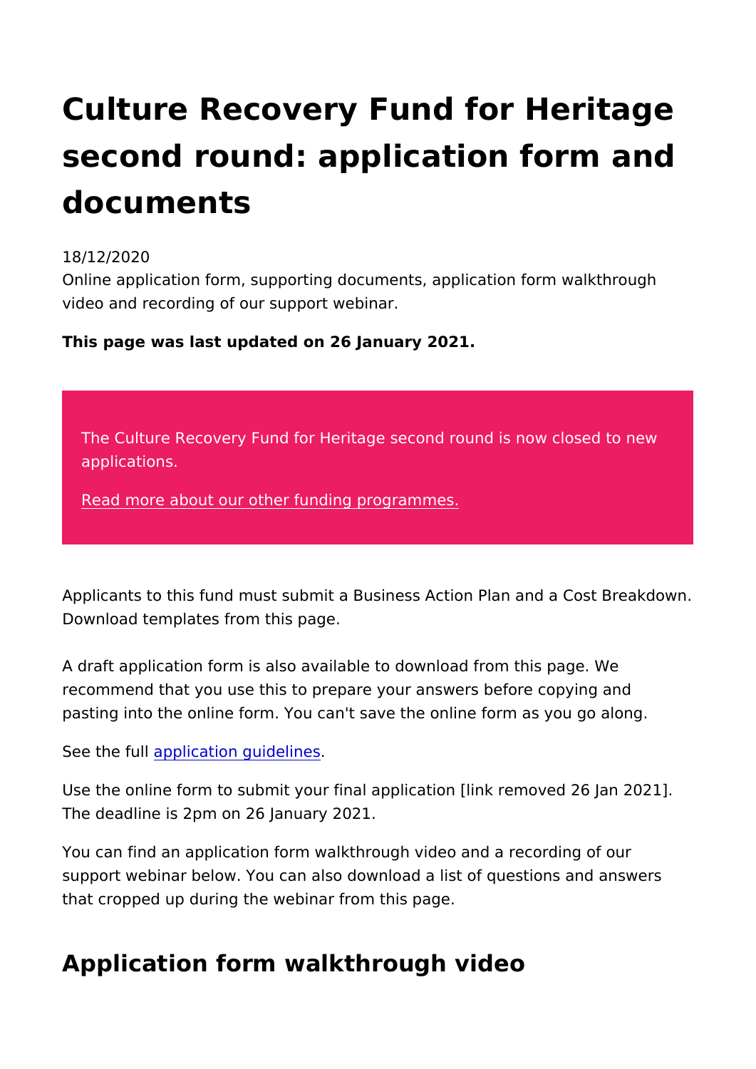# Culture Recovery Fund for Heritage second round: application form and documents

18/12/2020

Online application form, supporting documents, application form walkthrough video and recording of our support webinar.

**This page was last updated on 26 January 2021.**

The Culture Recovery Fund for Heritage second round is now closed to new applications.

Read more about our other funding programmes.

Applicants to this fund must submit a Business Action Plan and a Cost Breakdown. Download templates from this page.

A draft application form is also available to download from this page. We recommend that you use this to prepare your answers before copying and pasting into the online form. You can't save the online form as you go along.

See the full application guidelines.

Use the online form to submit your final application [link removed 26 Jan 2021]. The deadline is 2pm on 26 January 2021.

You can find an application form walkthrough video and a recording of our support webinar below. You can also download a list of questions and answers that cropped up during the webinar from this page.

## Application form walkthrough video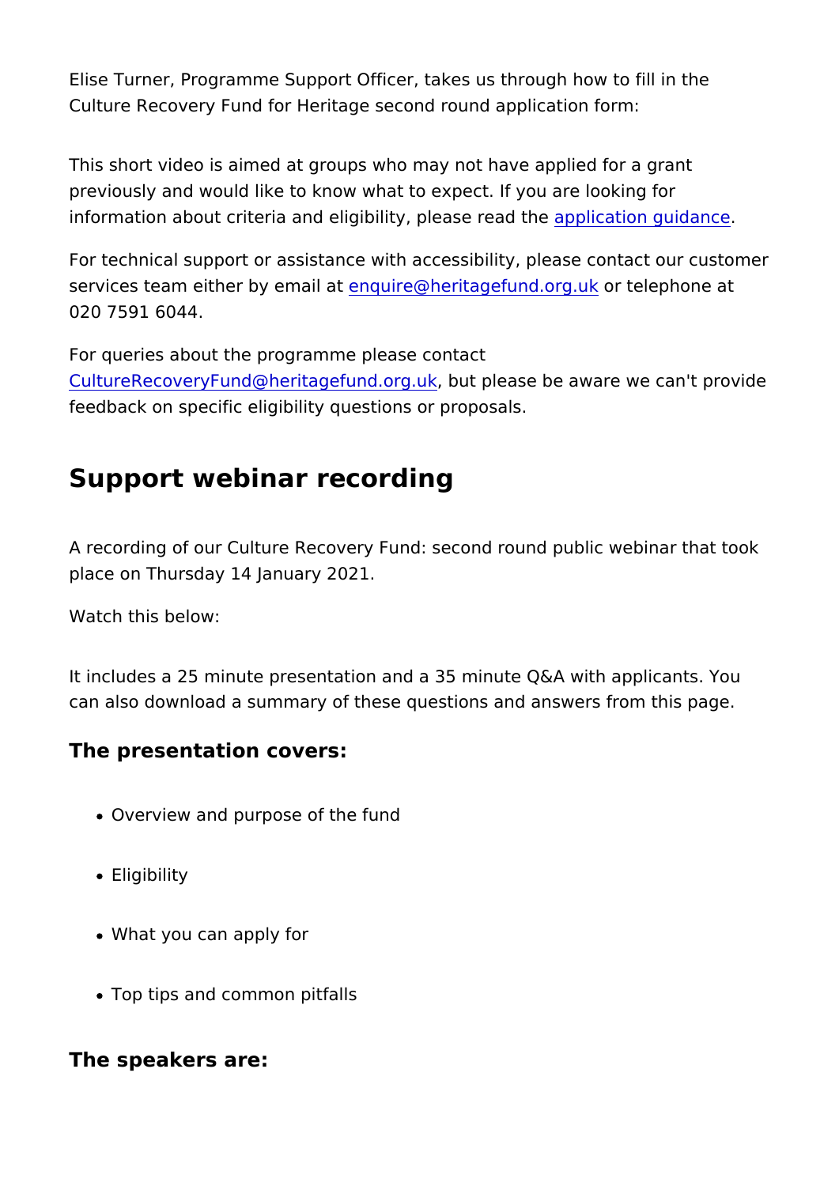Elise Turner, Programme Support Officer, takes us through how to fill in the Culture Recovery Fund for Heritage second round application form:

This short video is aimed at groups who may not have applied for a grant previously and would like to know what to expect. If you are looking for information about criteria and eligibility, please read the application guidance.

For technical support or assistance with accessibility, please contact our customer services team either by email at enquire@heritagefund.org.uk or telephone at 020 7591 6044.

For queries about the programme please contact CultureRecoveryFund@heritagefund.org.uk, but please be aware we can't provide feedback on specific eligibility questions or proposals.

## Support webinar recording

A recording of our Culture Recovery Fund: second round public webinar that took place on Thursday 14 January 2021.

Watch this below:

It includes a 25 minute presentation and a 35 minute Q&A with applicants. You can also download a summary of these questions and answers from this page.

### The presentation covers:

- Overview and purpose of the fund
- Eligibility
- What you can apply for
- Top tips and common pitfalls

### The speakers are: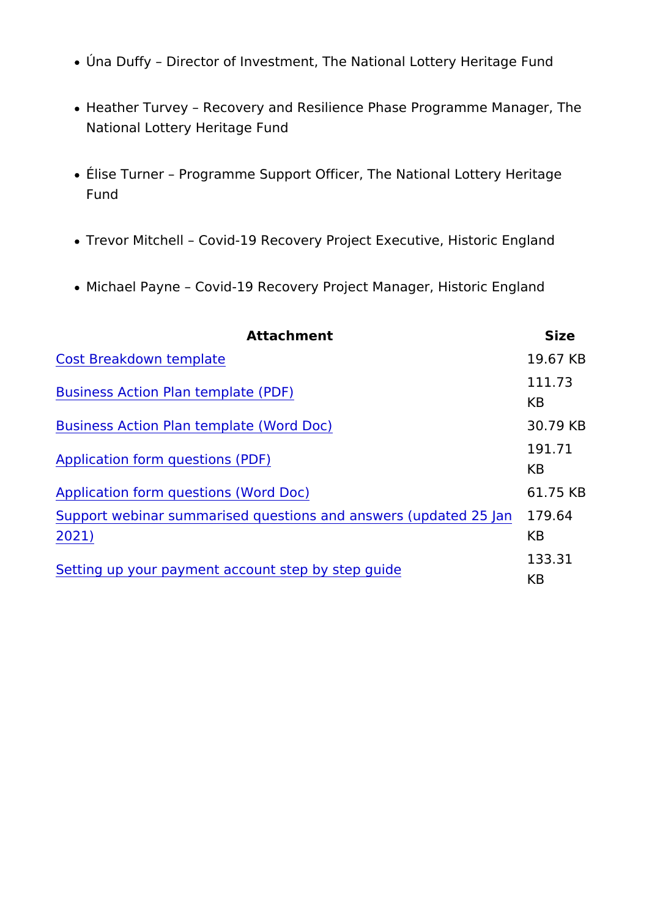- Úna Duffy – Director of Investment, The National Lottery Heritage Fund
- Heather Turvey – Recovery and Resilience Phase Programme Manager, The National Lottery Heritage Fund
- Élise Turner – Programme Support Officer, The National Lottery Heritage Fund
- Trevor Mitchell – Covid-19 Recovery Project Executive, Historic England
- Michael Payne – Covid-19 Recovery Project Manager, Historic England

| Attachment | Size |
| --- | --- |
| Cost Breakdown template | 19.67 KB |
| Business Action Plan template (PDF) | 111.73 KB |
| Business Action Plan template (Word Doc) | 30.79 KB |
| Application form questions (PDF) | 191.71 KB |
| Application form questions (Word Doc) | 61.75 KB |
| Support webinar summarised questions and answers (updated 25 Jan 2021) | 179.64 KB |
| Setting up your payment account step by step guide | 133.31 KB |